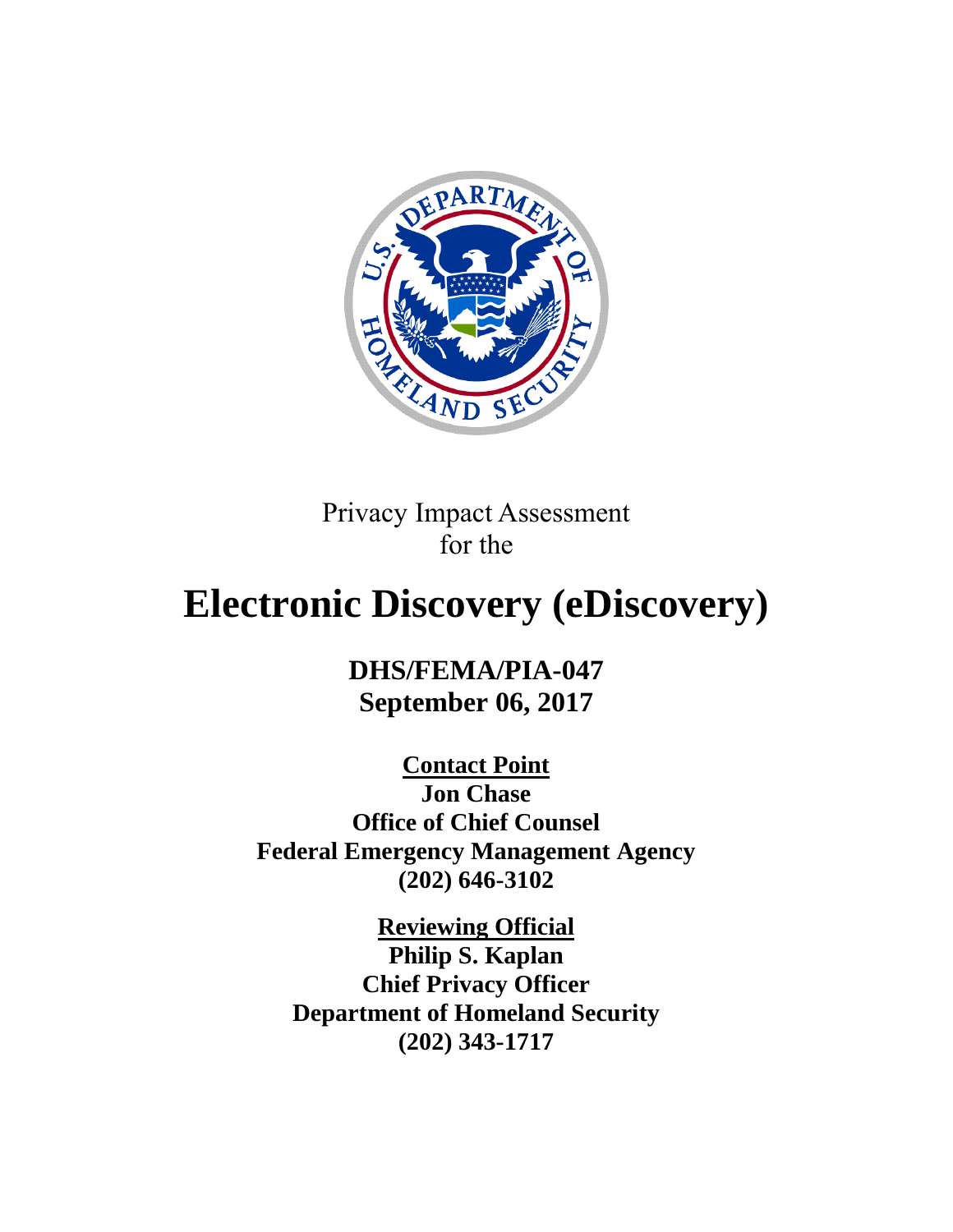Privacy Impact Assessment
for the

# Electronic Discovery (eDiscovery)

**DHS/FEMA/PIA-047**
**September 06, 2017**

**<u>Contact Point</u>**
**Jon Chase**
**Office of Chief Counsel**
**Federal Emergency Management Agency**
**(202) 646-3102**

**<u>Reviewing Official</u>**
**Philip S. Kaplan**
**Chief Privacy Officer**
**Department of Homeland Security**
**(202) 343-1717**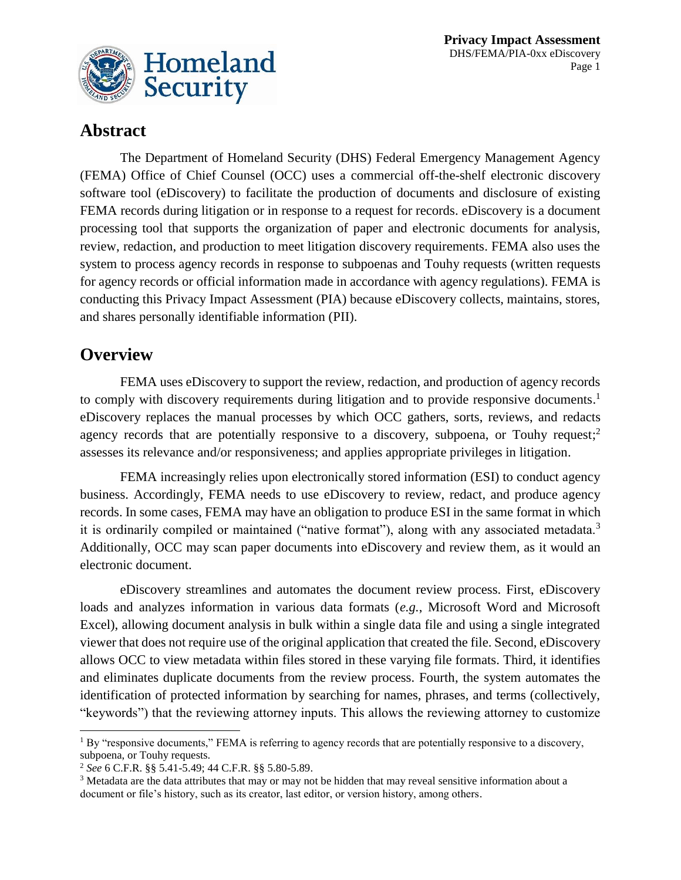## Abstract

The Department of Homeland Security (DHS) Federal Emergency Management Agency (FEMA) Office of Chief Counsel (OCC) uses a commercial off-the-shelf electronic discovery software tool (eDiscovery) to facilitate the production of documents and disclosure of existing FEMA records during litigation or in response to a request for records. eDiscovery is a document processing tool that supports the organization of paper and electronic documents for analysis, review, redaction, and production to meet litigation discovery requirements. FEMA also uses the system to process agency records in response to subpoenas and Touhy requests (written requests for agency records or official information made in accordance with agency regulations). FEMA is conducting this Privacy Impact Assessment (PIA) because eDiscovery collects, maintains, stores, and shares personally identifiable information (PII).

## Overview

FEMA uses eDiscovery to support the review, redaction, and production of agency records to comply with discovery requirements during litigation and to provide responsive documents.[1] eDiscovery replaces the manual processes by which OCC gathers, sorts, reviews, and redacts agency records that are potentially responsive to a discovery, subpoena, or Touhy request;[2] assesses its relevance and/or responsiveness; and applies appropriate privileges in litigation.

FEMA increasingly relies upon electronically stored information (ESI) to conduct agency business. Accordingly, FEMA needs to use eDiscovery to review, redact, and produce agency records. In some cases, FEMA may have an obligation to produce ESI in the same format in which it is ordinarily compiled or maintained ("native format"), along with any associated metadata.[3] Additionally, OCC may scan paper documents into eDiscovery and review them, as it would an electronic document.

eDiscovery streamlines and automates the document review process. First, eDiscovery loads and analyzes information in various data formats (*e.g.*, Microsoft Word and Microsoft Excel), allowing document analysis in bulk within a single data file and using a single integrated viewer that does not require use of the original application that created the file. Second, eDiscovery allows OCC to view metadata within files stored in these varying file formats. Third, it identifies and eliminates duplicate documents from the review process. Fourth, the system automates the identification of protected information by searching for names, phrases, and terms (collectively, "keywords") that the reviewing attorney inputs. This allows the reviewing attorney to customize

---

[1] By "responsive documents," FEMA is referring to agency records that are potentially responsive to a discovery, subpoena, or Touhy requests.

[2] *See* 6 C.F.R. §§ 5.41-5.49; 44 C.F.R. §§ 5.80-5.89.

[3] Metadata are the data attributes that may or may not be hidden that may reveal sensitive information about a document or file's history, such as its creator, last editor, or version history, among others.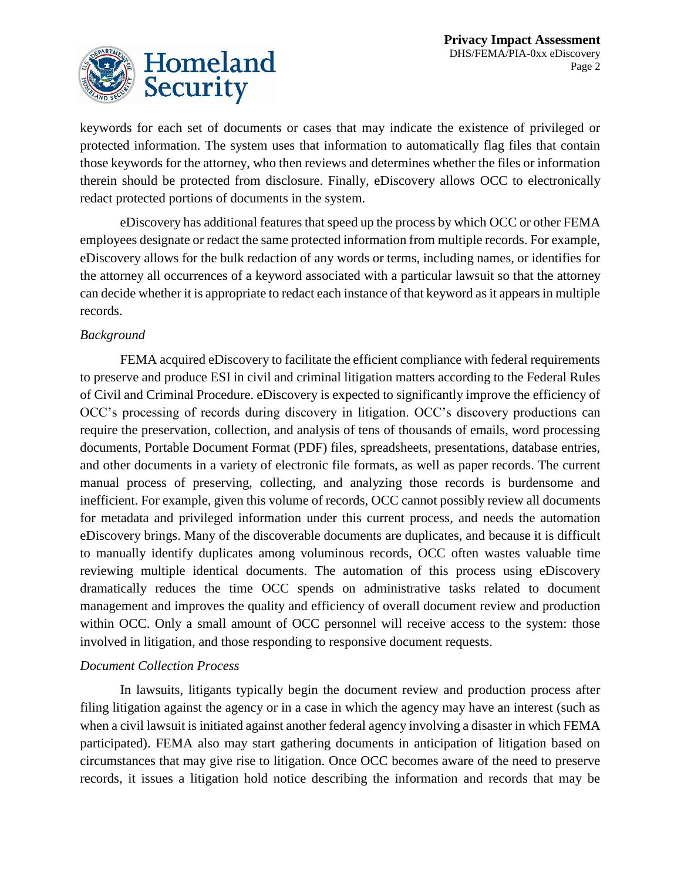keywords for each set of documents or cases that may indicate the existence of privileged or protected information. The system uses that information to automatically flag files that contain those keywords for the attorney, who then reviews and determines whether the files or information therein should be protected from disclosure. Finally, eDiscovery allows OCC to electronically redact protected portions of documents in the system.

eDiscovery has additional features that speed up the process by which OCC or other FEMA employees designate or redact the same protected information from multiple records. For example, eDiscovery allows for the bulk redaction of any words or terms, including names, or identifies for the attorney all occurrences of a keyword associated with a particular lawsuit so that the attorney can decide whether it is appropriate to redact each instance of that keyword as it appears in multiple records.

*Background*

FEMA acquired eDiscovery to facilitate the efficient compliance with federal requirements to preserve and produce ESI in civil and criminal litigation matters according to the Federal Rules of Civil and Criminal Procedure. eDiscovery is expected to significantly improve the efficiency of OCC's processing of records during discovery in litigation. OCC's discovery productions can require the preservation, collection, and analysis of tens of thousands of emails, word processing documents, Portable Document Format (PDF) files, spreadsheets, presentations, database entries, and other documents in a variety of electronic file formats, as well as paper records. The current manual process of preserving, collecting, and analyzing those records is burdensome and inefficient. For example, given this volume of records, OCC cannot possibly review all documents for metadata and privileged information under this current process, and needs the automation eDiscovery brings. Many of the discoverable documents are duplicates, and because it is difficult to manually identify duplicates among voluminous records, OCC often wastes valuable time reviewing multiple identical documents. The automation of this process using eDiscovery dramatically reduces the time OCC spends on administrative tasks related to document management and improves the quality and efficiency of overall document review and production within OCC. Only a small amount of OCC personnel will receive access to the system: those involved in litigation, and those responding to responsive document requests.

*Document Collection Process*

In lawsuits, litigants typically begin the document review and production process after filing litigation against the agency or in a case in which the agency may have an interest (such as when a civil lawsuit is initiated against another federal agency involving a disaster in which FEMA participated). FEMA also may start gathering documents in anticipation of litigation based on circumstances that may give rise to litigation. Once OCC becomes aware of the need to preserve records, it issues a litigation hold notice describing the information and records that may be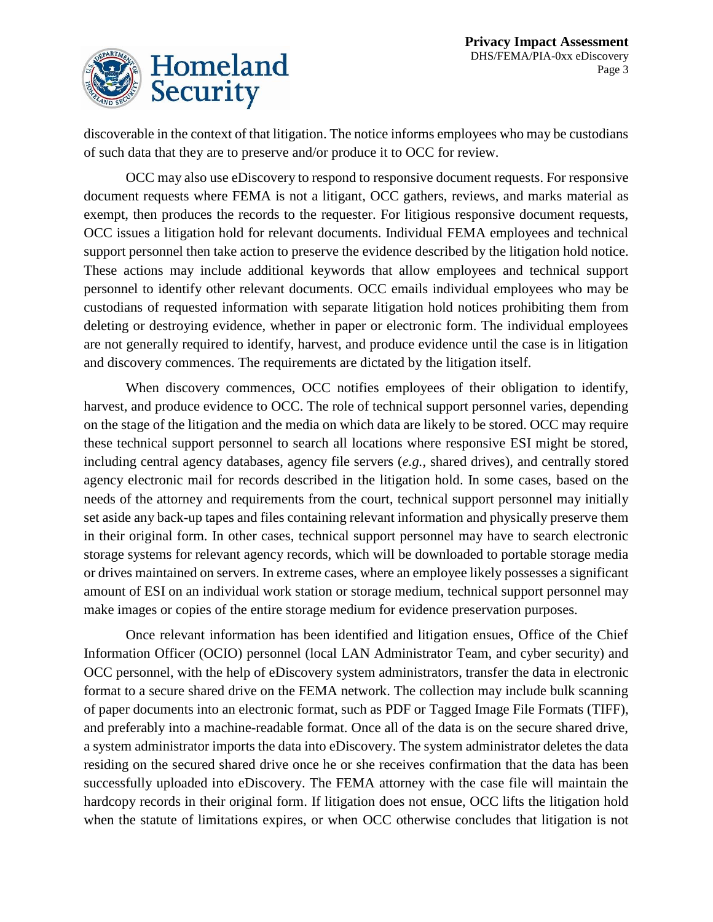discoverable in the context of that litigation. The notice informs employees who may be custodians of such data that they are to preserve and/or produce it to OCC for review.

OCC may also use eDiscovery to respond to responsive document requests. For responsive document requests where FEMA is not a litigant, OCC gathers, reviews, and marks material as exempt, then produces the records to the requester. For litigious responsive document requests, OCC issues a litigation hold for relevant documents. Individual FEMA employees and technical support personnel then take action to preserve the evidence described by the litigation hold notice. These actions may include additional keywords that allow employees and technical support personnel to identify other relevant documents. OCC emails individual employees who may be custodians of requested information with separate litigation hold notices prohibiting them from deleting or destroying evidence, whether in paper or electronic form. The individual employees are not generally required to identify, harvest, and produce evidence until the case is in litigation and discovery commences. The requirements are dictated by the litigation itself.

When discovery commences, OCC notifies employees of their obligation to identify, harvest, and produce evidence to OCC. The role of technical support personnel varies, depending on the stage of the litigation and the media on which data are likely to be stored. OCC may require these technical support personnel to search all locations where responsive ESI might be stored, including central agency databases, agency file servers (*e.g.*, shared drives), and centrally stored agency electronic mail for records described in the litigation hold. In some cases, based on the needs of the attorney and requirements from the court, technical support personnel may initially set aside any back-up tapes and files containing relevant information and physically preserve them in their original form. In other cases, technical support personnel may have to search electronic storage systems for relevant agency records, which will be downloaded to portable storage media or drives maintained on servers. In extreme cases, where an employee likely possesses a significant amount of ESI on an individual work station or storage medium, technical support personnel may make images or copies of the entire storage medium for evidence preservation purposes.

Once relevant information has been identified and litigation ensues, Office of the Chief Information Officer (OCIO) personnel (local LAN Administrator Team, and cyber security) and OCC personnel, with the help of eDiscovery system administrators, transfer the data in electronic format to a secure shared drive on the FEMA network. The collection may include bulk scanning of paper documents into an electronic format, such as PDF or Tagged Image File Formats (TIFF), and preferably into a machine-readable format. Once all of the data is on the secure shared drive, a system administrator imports the data into eDiscovery. The system administrator deletes the data residing on the secured shared drive once he or she receives confirmation that the data has been successfully uploaded into eDiscovery. The FEMA attorney with the case file will maintain the hardcopy records in their original form. If litigation does not ensue, OCC lifts the litigation hold when the statute of limitations expires, or when OCC otherwise concludes that litigation is not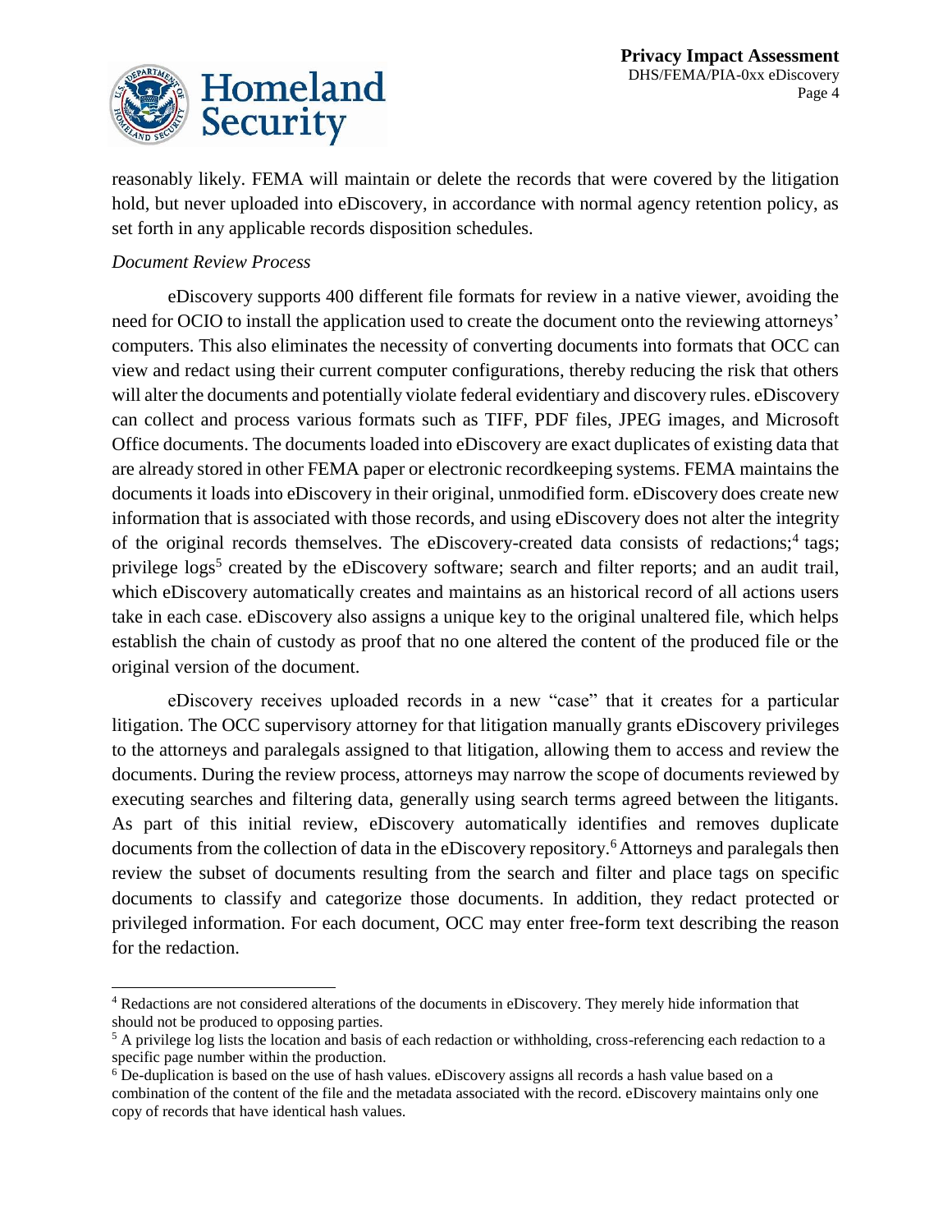reasonably likely. FEMA will maintain or delete the records that were covered by the litigation hold, but never uploaded into eDiscovery, in accordance with normal agency retention policy, as set forth in any applicable records disposition schedules.

*Document Review Process*

eDiscovery supports 400 different file formats for review in a native viewer, avoiding the need for OCIO to install the application used to create the document onto the reviewing attorneys' computers. This also eliminates the necessity of converting documents into formats that OCC can view and redact using their current computer configurations, thereby reducing the risk that others will alter the documents and potentially violate federal evidentiary and discovery rules. eDiscovery can collect and process various formats such as TIFF, PDF files, JPEG images, and Microsoft Office documents. The documents loaded into eDiscovery are exact duplicates of existing data that are already stored in other FEMA paper or electronic recordkeeping systems. FEMA maintains the documents it loads into eDiscovery in their original, unmodified form. eDiscovery does create new information that is associated with those records, and using eDiscovery does not alter the integrity of the original records themselves. The eDiscovery-created data consists of redactions;[4] tags; privilege logs[5] created by the eDiscovery software; search and filter reports; and an audit trail, which eDiscovery automatically creates and maintains as an historical record of all actions users take in each case. eDiscovery also assigns a unique key to the original unaltered file, which helps establish the chain of custody as proof that no one altered the content of the produced file or the original version of the document.

eDiscovery receives uploaded records in a new "case" that it creates for a particular litigation. The OCC supervisory attorney for that litigation manually grants eDiscovery privileges to the attorneys and paralegals assigned to that litigation, allowing them to access and review the documents. During the review process, attorneys may narrow the scope of documents reviewed by executing searches and filtering data, generally using search terms agreed between the litigants. As part of this initial review, eDiscovery automatically identifies and removes duplicate documents from the collection of data in the eDiscovery repository.[6] Attorneys and paralegals then review the subset of documents resulting from the search and filter and place tags on specific documents to classify and categorize those documents. In addition, they redact protected or privileged information. For each document, OCC may enter free-form text describing the reason for the redaction.

---

[4] Redactions are not considered alterations of the documents in eDiscovery. They merely hide information that should not be produced to opposing parties.

[5] A privilege log lists the location and basis of each redaction or withholding, cross-referencing each redaction to a specific page number within the production.

[6] De-duplication is based on the use of hash values. eDiscovery assigns all records a hash value based on a combination of the content of the file and the metadata associated with the record. eDiscovery maintains only one copy of records that have identical hash values.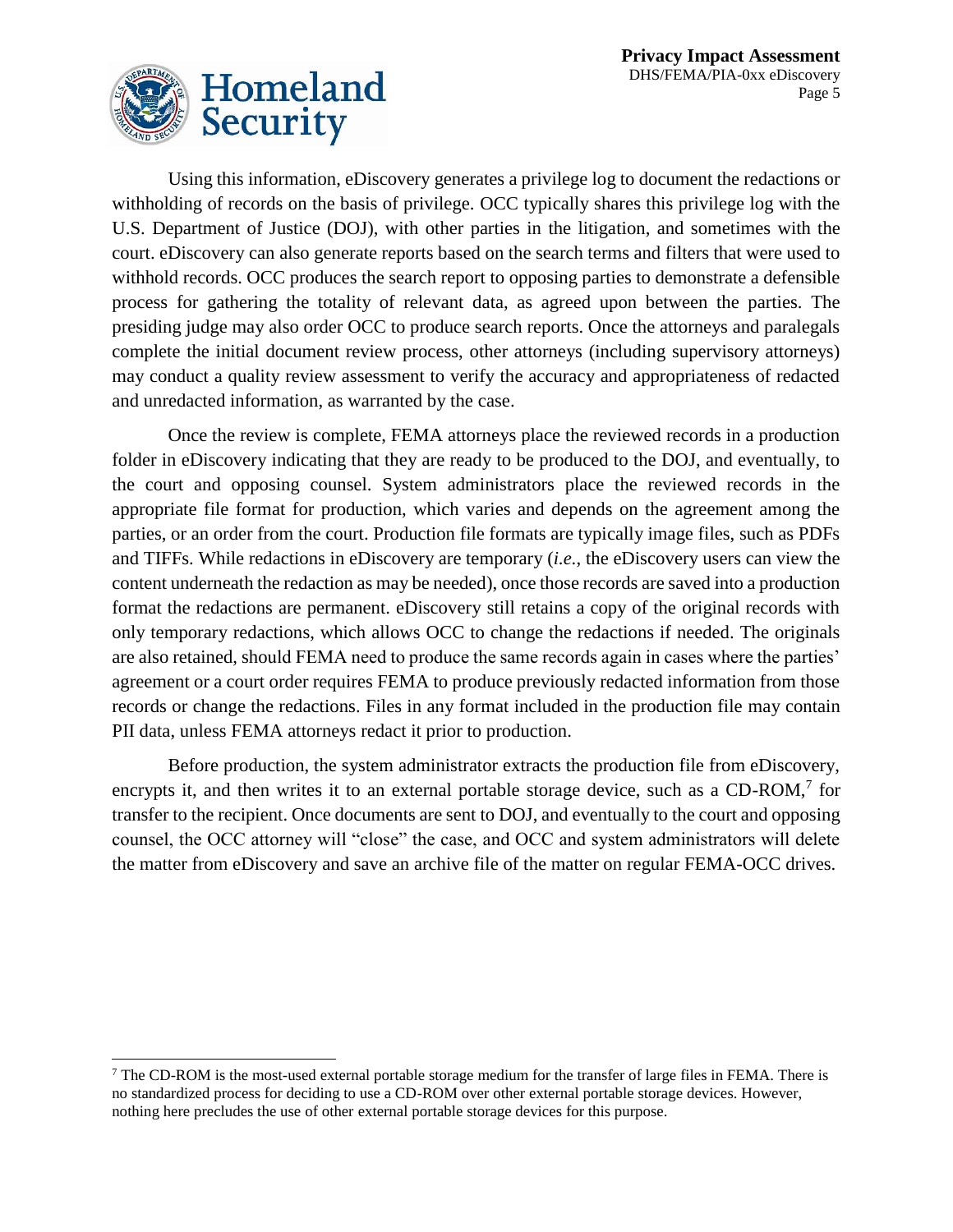Using this information, eDiscovery generates a privilege log to document the redactions or withholding of records on the basis of privilege. OCC typically shares this privilege log with the U.S. Department of Justice (DOJ), with other parties in the litigation, and sometimes with the court. eDiscovery can also generate reports based on the search terms and filters that were used to withhold records. OCC produces the search report to opposing parties to demonstrate a defensible process for gathering the totality of relevant data, as agreed upon between the parties. The presiding judge may also order OCC to produce search reports. Once the attorneys and paralegals complete the initial document review process, other attorneys (including supervisory attorneys) may conduct a quality review assessment to verify the accuracy and appropriateness of redacted and unredacted information, as warranted by the case.

Once the review is complete, FEMA attorneys place the reviewed records in a production folder in eDiscovery indicating that they are ready to be produced to the DOJ, and eventually, to the court and opposing counsel. System administrators place the reviewed records in the appropriate file format for production, which varies and depends on the agreement among the parties, or an order from the court. Production file formats are typically image files, such as PDFs and TIFFs. While redactions in eDiscovery are temporary (*i.e.*, the eDiscovery users can view the content underneath the redaction as may be needed), once those records are saved into a production format the redactions are permanent. eDiscovery still retains a copy of the original records with only temporary redactions, which allows OCC to change the redactions if needed. The originals are also retained, should FEMA need to produce the same records again in cases where the parties' agreement or a court order requires FEMA to produce previously redacted information from those records or change the redactions. Files in any format included in the production file may contain PII data, unless FEMA attorneys redact it prior to production.

Before production, the system administrator extracts the production file from eDiscovery, encrypts it, and then writes it to an external portable storage device, such as a CD-ROM,[7] for transfer to the recipient. Once documents are sent to DOJ, and eventually to the court and opposing counsel, the OCC attorney will "close" the case, and OCC and system administrators will delete the matter from eDiscovery and save an archive file of the matter on regular FEMA-OCC drives.

---

[7] The CD-ROM is the most-used external portable storage medium for the transfer of large files in FEMA. There is no standardized process for deciding to use a CD-ROM over other external portable storage devices. However, nothing here precludes the use of other external portable storage devices for this purpose.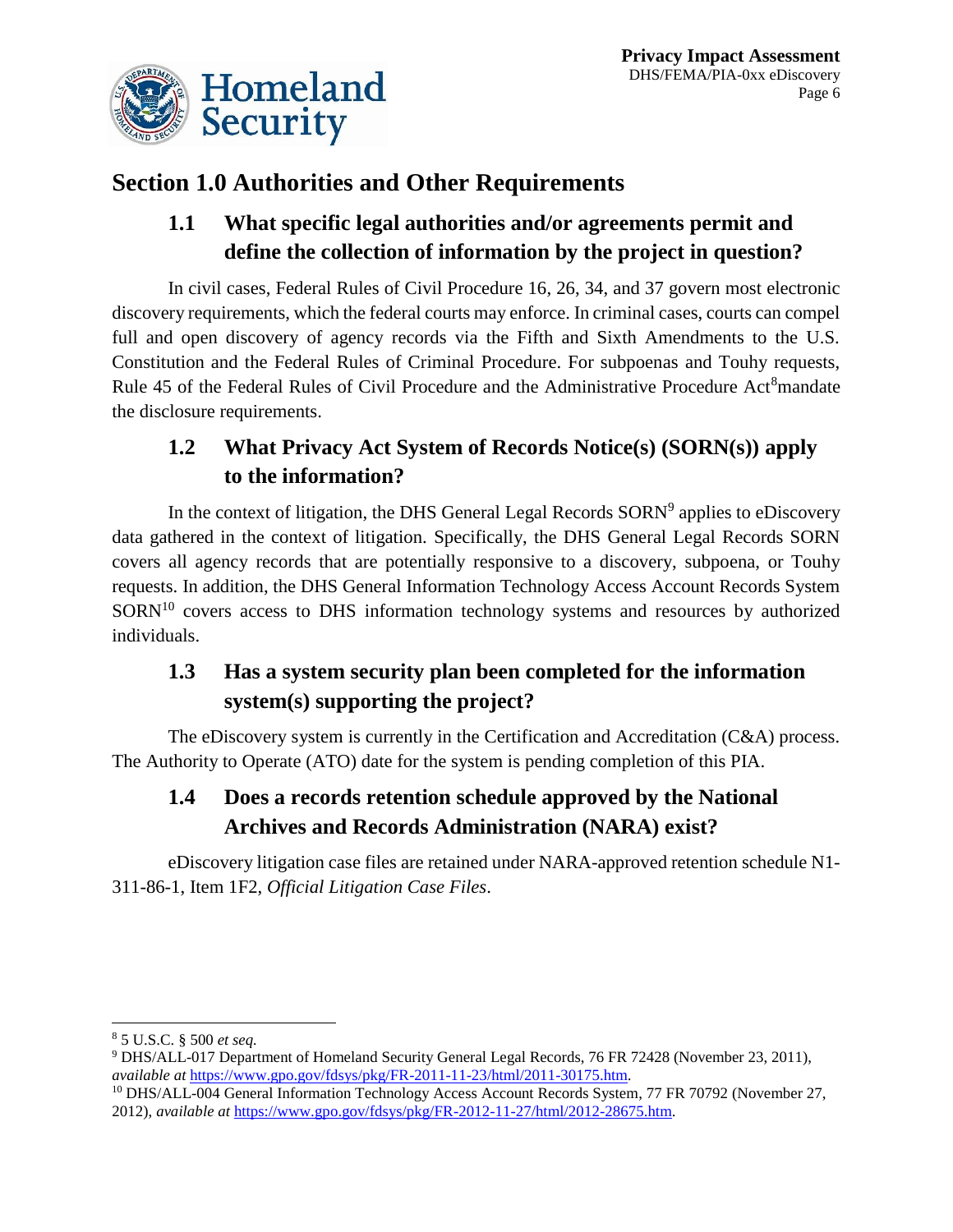# Section 1.0 Authorities and Other Requirements

## 1.1 What specific legal authorities and/or agreements permit and define the collection of information by the project in question?

In civil cases, Federal Rules of Civil Procedure 16, 26, 34, and 37 govern most electronic discovery requirements, which the federal courts may enforce. In criminal cases, courts can compel full and open discovery of agency records via the Fifth and Sixth Amendments to the U.S. Constitution and the Federal Rules of Criminal Procedure. For subpoenas and Touhy requests, Rule 45 of the Federal Rules of Civil Procedure and the Administrative Procedure Act[8]mandate the disclosure requirements.

## 1.2 What Privacy Act System of Records Notice(s) (SORN(s)) apply to the information?

In the context of litigation, the DHS General Legal Records SORN[9] applies to eDiscovery data gathered in the context of litigation. Specifically, the DHS General Legal Records SORN covers all agency records that are potentially responsive to a discovery, subpoena, or Touhy requests. In addition, the DHS General Information Technology Access Account Records System SORN[10] covers access to DHS information technology systems and resources by authorized individuals.

## 1.3 Has a system security plan been completed for the information system(s) supporting the project?

The eDiscovery system is currently in the Certification and Accreditation (C&A) process. The Authority to Operate (ATO) date for the system is pending completion of this PIA.

## 1.4 Does a records retention schedule approved by the National Archives and Records Administration (NARA) exist?

eDiscovery litigation case files are retained under NARA-approved retention schedule N1-311-86-1, Item 1F2, *Official Litigation Case Files*.

---

[8] 5 U.S.C. § 500 *et seq.*

[9] DHS/ALL-017 Department of Homeland Security General Legal Records, 76 FR 72428 (November 23, 2011), *available at* https://www.gpo.gov/fdsys/pkg/FR-2011-11-23/html/2011-30175.htm.

[10] DHS/ALL-004 General Information Technology Access Account Records System, 77 FR 70792 (November 27, 2012), *available at* https://www.gpo.gov/fdsys/pkg/FR-2012-11-27/html/2012-28675.htm.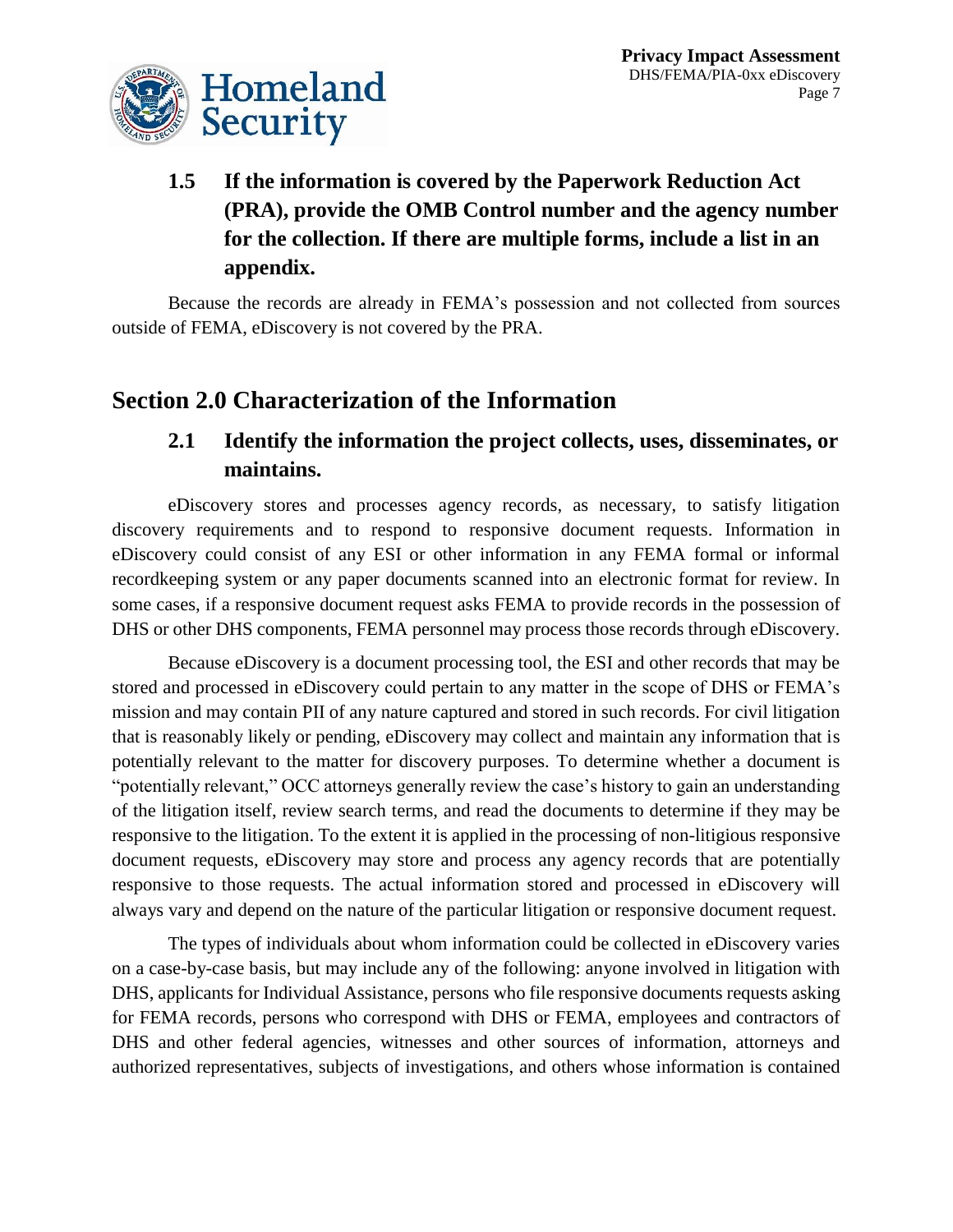### 1.5 If the information is covered by the Paperwork Reduction Act (PRA), provide the OMB Control number and the agency number for the collection. If there are multiple forms, include a list in an appendix.

Because the records are already in FEMA's possession and not collected from sources outside of FEMA, eDiscovery is not covered by the PRA.

## Section 2.0 Characterization of the Information

### 2.1 Identify the information the project collects, uses, disseminates, or maintains.

eDiscovery stores and processes agency records, as necessary, to satisfy litigation discovery requirements and to respond to responsive document requests. Information in eDiscovery could consist of any ESI or other information in any FEMA formal or informal recordkeeping system or any paper documents scanned into an electronic format for review. In some cases, if a responsive document request asks FEMA to provide records in the possession of DHS or other DHS components, FEMA personnel may process those records through eDiscovery.

Because eDiscovery is a document processing tool, the ESI and other records that may be stored and processed in eDiscovery could pertain to any matter in the scope of DHS or FEMA's mission and may contain PII of any nature captured and stored in such records. For civil litigation that is reasonably likely or pending, eDiscovery may collect and maintain any information that is potentially relevant to the matter for discovery purposes. To determine whether a document is "potentially relevant," OCC attorneys generally review the case's history to gain an understanding of the litigation itself, review search terms, and read the documents to determine if they may be responsive to the litigation. To the extent it is applied in the processing of non-litigious responsive document requests, eDiscovery may store and process any agency records that are potentially responsive to those requests. The actual information stored and processed in eDiscovery will always vary and depend on the nature of the particular litigation or responsive document request.

The types of individuals about whom information could be collected in eDiscovery varies on a case-by-case basis, but may include any of the following: anyone involved in litigation with DHS, applicants for Individual Assistance, persons who file responsive documents requests asking for FEMA records, persons who correspond with DHS or FEMA, employees and contractors of DHS and other federal agencies, witnesses and other sources of information, attorneys and authorized representatives, subjects of investigations, and others whose information is contained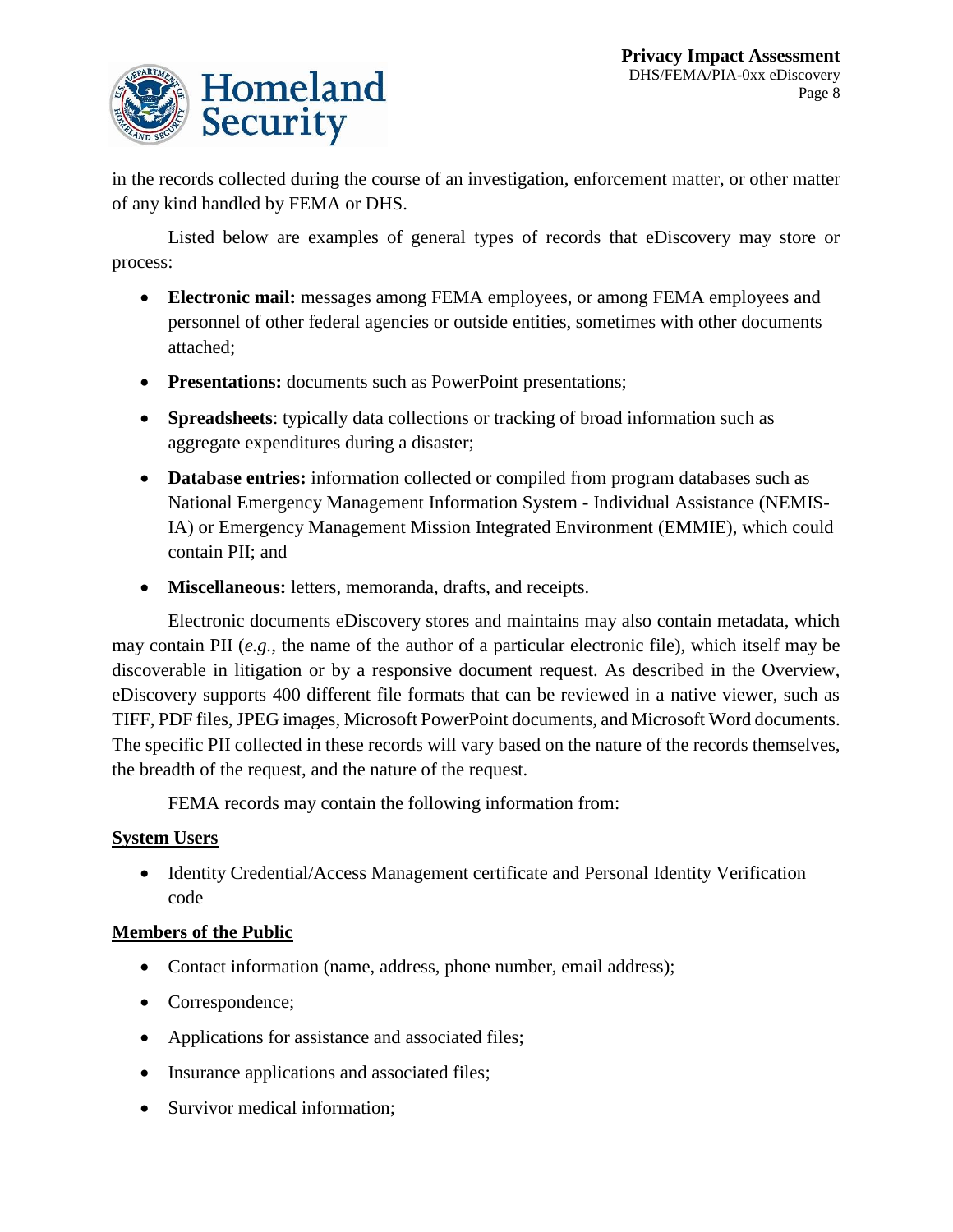in the records collected during the course of an investigation, enforcement matter, or other matter of any kind handled by FEMA or DHS.

Listed below are examples of general types of records that eDiscovery may store or process:

- **Electronic mail:** messages among FEMA employees, or among FEMA employees and personnel of other federal agencies or outside entities, sometimes with other documents attached;
- **Presentations:** documents such as PowerPoint presentations;
- **Spreadsheets**: typically data collections or tracking of broad information such as aggregate expenditures during a disaster;
- **Database entries:** information collected or compiled from program databases such as National Emergency Management Information System - Individual Assistance (NEMIS-IA) or Emergency Management Mission Integrated Environment (EMMIE), which could contain PII; and
- **Miscellaneous:** letters, memoranda, drafts, and receipts.

Electronic documents eDiscovery stores and maintains may also contain metadata, which may contain PII (*e.g.*, the name of the author of a particular electronic file), which itself may be discoverable in litigation or by a responsive document request. As described in the Overview, eDiscovery supports 400 different file formats that can be reviewed in a native viewer, such as TIFF, PDF files, JPEG images, Microsoft PowerPoint documents, and Microsoft Word documents. The specific PII collected in these records will vary based on the nature of the records themselves, the breadth of the request, and the nature of the request.

FEMA records may contain the following information from:

**<u>System Users</u>**

- Identity Credential/Access Management certificate and Personal Identity Verification code

**<u>Members of the Public</u>**

- Contact information (name, address, phone number, email address);
- Correspondence;
- Applications for assistance and associated files;
- Insurance applications and associated files;
- Survivor medical information;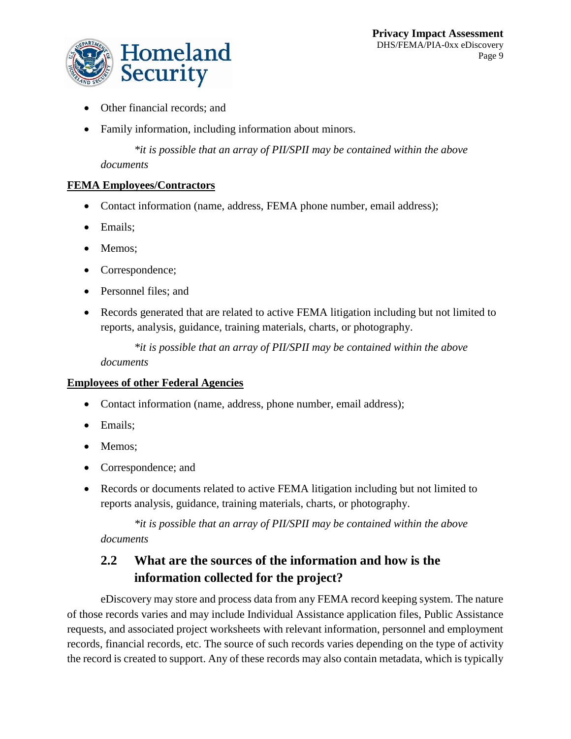- Other financial records; and
- Family information, including information about minors.

*\*it is possible that an array of PII/SPII may be contained within the above documents*

**FEMA Employees/Contractors**

- Contact information (name, address, FEMA phone number, email address);
- Emails;
- Memos;
- Correspondence;
- Personnel files; and
- Records generated that are related to active FEMA litigation including but not limited to reports, analysis, guidance, training materials, charts, or photography.

*\*it is possible that an array of PII/SPII may be contained within the above documents*

**Employees of other Federal Agencies**

- Contact information (name, address, phone number, email address);
- Emails;
- Memos;
- Correspondence; and
- Records or documents related to active FEMA litigation including but not limited to reports analysis, guidance, training materials, charts, or photography.

*\*it is possible that an array of PII/SPII may be contained within the above documents*

## 2.2 What are the sources of the information and how is the information collected for the project?

eDiscovery may store and process data from any FEMA record keeping system. The nature of those records varies and may include Individual Assistance application files, Public Assistance requests, and associated project worksheets with relevant information, personnel and employment records, financial records, etc. The source of such records varies depending on the type of activity the record is created to support. Any of these records may also contain metadata, which is typically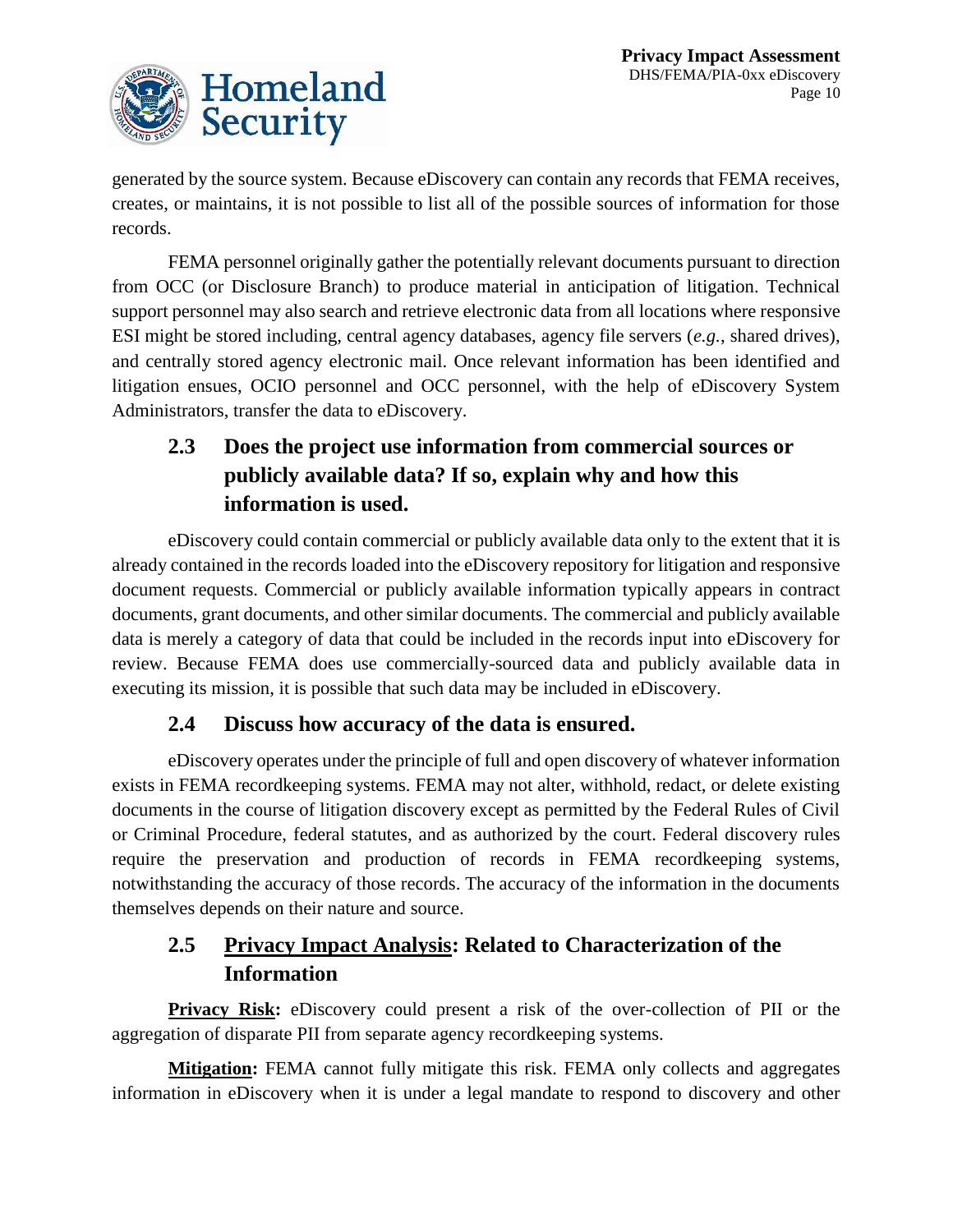generated by the source system. Because eDiscovery can contain any records that FEMA receives, creates, or maintains, it is not possible to list all of the possible sources of information for those records.

FEMA personnel originally gather the potentially relevant documents pursuant to direction from OCC (or Disclosure Branch) to produce material in anticipation of litigation. Technical support personnel may also search and retrieve electronic data from all locations where responsive ESI might be stored including, central agency databases, agency file servers (*e.g.*, shared drives), and centrally stored agency electronic mail. Once relevant information has been identified and litigation ensues, OCIO personnel and OCC personnel, with the help of eDiscovery System Administrators, transfer the data to eDiscovery.

## 2.3 Does the project use information from commercial sources or publicly available data? If so, explain why and how this information is used.

eDiscovery could contain commercial or publicly available data only to the extent that it is already contained in the records loaded into the eDiscovery repository for litigation and responsive document requests. Commercial or publicly available information typically appears in contract documents, grant documents, and other similar documents. The commercial and publicly available data is merely a category of data that could be included in the records input into eDiscovery for review. Because FEMA does use commercially-sourced data and publicly available data in executing its mission, it is possible that such data may be included in eDiscovery.

## 2.4 Discuss how accuracy of the data is ensured.

eDiscovery operates under the principle of full and open discovery of whatever information exists in FEMA recordkeeping systems. FEMA may not alter, withhold, redact, or delete existing documents in the course of litigation discovery except as permitted by the Federal Rules of Civil or Criminal Procedure, federal statutes, and as authorized by the court. Federal discovery rules require the preservation and production of records in FEMA recordkeeping systems, notwithstanding the accuracy of those records. The accuracy of the information in the documents themselves depends on their nature and source.

## 2.5 <u>Privacy Impact Analysis</u>: Related to Characterization of the Information

**<u>Privacy Risk</u>:** eDiscovery could present a risk of the over-collection of PII or the aggregation of disparate PII from separate agency recordkeeping systems.

**<u>Mitigation</u>:** FEMA cannot fully mitigate this risk. FEMA only collects and aggregates information in eDiscovery when it is under a legal mandate to respond to discovery and other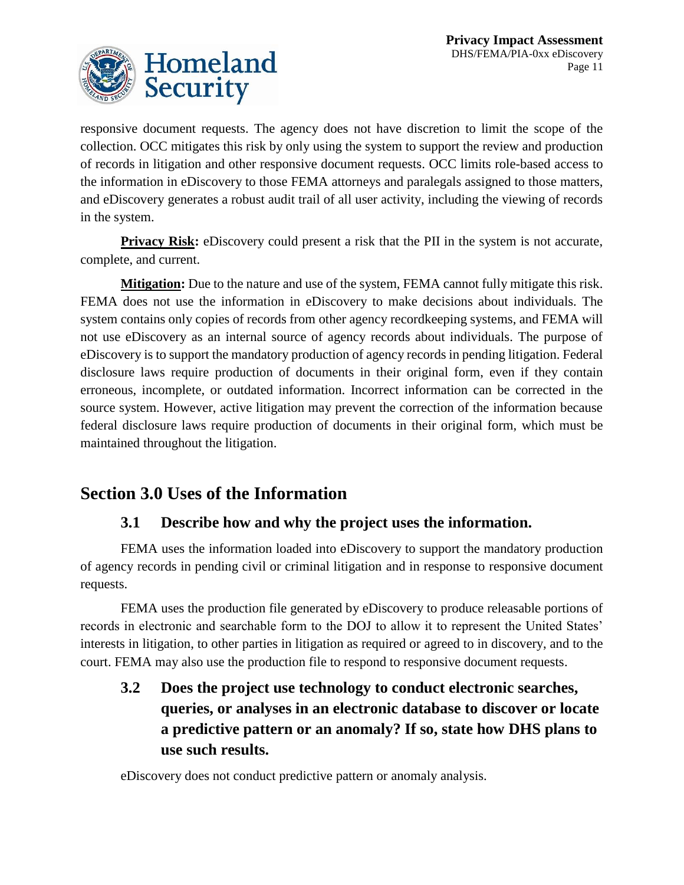responsive document requests. The agency does not have discretion to limit the scope of the collection. OCC mitigates this risk by only using the system to support the review and production of records in litigation and other responsive document requests. OCC limits role-based access to the information in eDiscovery to those FEMA attorneys and paralegals assigned to those matters, and eDiscovery generates a robust audit trail of all user activity, including the viewing of records in the system.

**Privacy Risk:** eDiscovery could present a risk that the PII in the system is not accurate, complete, and current.

**Mitigation:** Due to the nature and use of the system, FEMA cannot fully mitigate this risk. FEMA does not use the information in eDiscovery to make decisions about individuals. The system contains only copies of records from other agency recordkeeping systems, and FEMA will not use eDiscovery as an internal source of agency records about individuals. The purpose of eDiscovery is to support the mandatory production of agency records in pending litigation. Federal disclosure laws require production of documents in their original form, even if they contain erroneous, incomplete, or outdated information. Incorrect information can be corrected in the source system. However, active litigation may prevent the correction of the information because federal disclosure laws require production of documents in their original form, which must be maintained throughout the litigation.

## Section 3.0 Uses of the Information

### 3.1 Describe how and why the project uses the information.

FEMA uses the information loaded into eDiscovery to support the mandatory production of agency records in pending civil or criminal litigation and in response to responsive document requests.

FEMA uses the production file generated by eDiscovery to produce releasable portions of records in electronic and searchable form to the DOJ to allow it to represent the United States' interests in litigation, to other parties in litigation as required or agreed to in discovery, and to the court. FEMA may also use the production file to respond to responsive document requests.

### 3.2 Does the project use technology to conduct electronic searches, queries, or analyses in an electronic database to discover or locate a predictive pattern or an anomaly? If so, state how DHS plans to use such results.

eDiscovery does not conduct predictive pattern or anomaly analysis.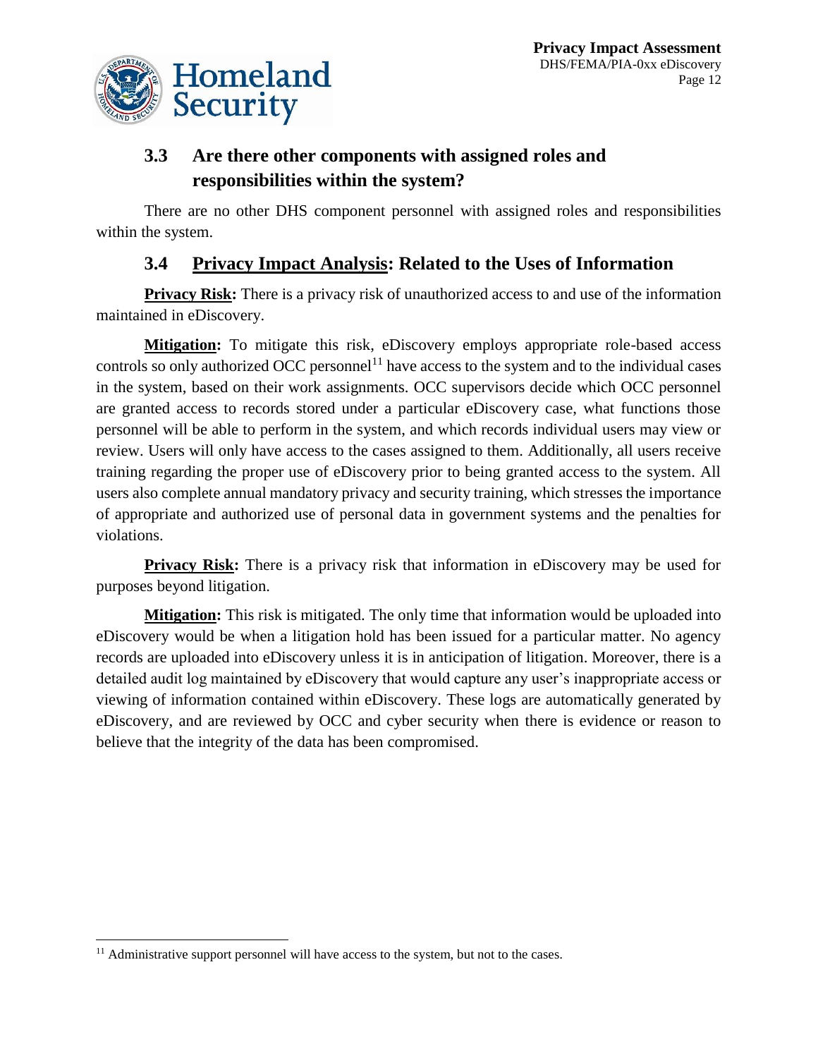## 3.3 Are there other components with assigned roles and responsibilities within the system?

There are no other DHS component personnel with assigned roles and responsibilities within the system.

## 3.4 **Privacy Impact Analysis**: Related to the Uses of Information

**Privacy Risk:** There is a privacy risk of unauthorized access to and use of the information maintained in eDiscovery.

**Mitigation:** To mitigate this risk, eDiscovery employs appropriate role-based access controls so only authorized OCC personnel[11] have access to the system and to the individual cases in the system, based on their work assignments. OCC supervisors decide which OCC personnel are granted access to records stored under a particular eDiscovery case, what functions those personnel will be able to perform in the system, and which records individual users may view or review. Users will only have access to the cases assigned to them. Additionally, all users receive training regarding the proper use of eDiscovery prior to being granted access to the system. All users also complete annual mandatory privacy and security training, which stresses the importance of appropriate and authorized use of personal data in government systems and the penalties for violations.

**Privacy Risk:** There is a privacy risk that information in eDiscovery may be used for purposes beyond litigation.

**Mitigation:** This risk is mitigated. The only time that information would be uploaded into eDiscovery would be when a litigation hold has been issued for a particular matter. No agency records are uploaded into eDiscovery unless it is in anticipation of litigation. Moreover, there is a detailed audit log maintained by eDiscovery that would capture any user's inappropriate access or viewing of information contained within eDiscovery. These logs are automatically generated by eDiscovery, and are reviewed by OCC and cyber security when there is evidence or reason to believe that the integrity of the data has been compromised.

[11] Administrative support personnel will have access to the system, but not to the cases.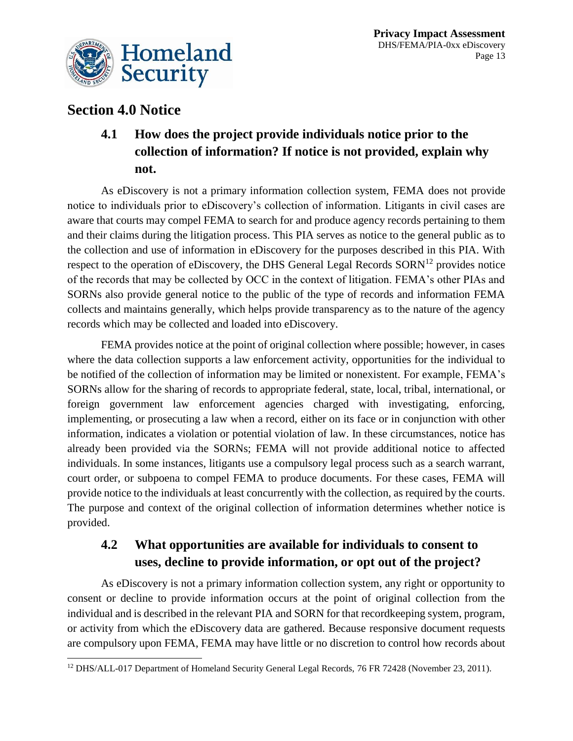## Section 4.0 Notice

### 4.1 How does the project provide individuals notice prior to the collection of information? If notice is not provided, explain why not.

As eDiscovery is not a primary information collection system, FEMA does not provide notice to individuals prior to eDiscovery's collection of information. Litigants in civil cases are aware that courts may compel FEMA to search for and produce agency records pertaining to them and their claims during the litigation process. This PIA serves as notice to the general public as to the collection and use of information in eDiscovery for the purposes described in this PIA. With respect to the operation of eDiscovery, the DHS General Legal Records SORN[12] provides notice of the records that may be collected by OCC in the context of litigation. FEMA's other PIAs and SORNs also provide general notice to the public of the type of records and information FEMA collects and maintains generally, which helps provide transparency as to the nature of the agency records which may be collected and loaded into eDiscovery.

FEMA provides notice at the point of original collection where possible; however, in cases where the data collection supports a law enforcement activity, opportunities for the individual to be notified of the collection of information may be limited or nonexistent. For example, FEMA's SORNs allow for the sharing of records to appropriate federal, state, local, tribal, international, or foreign government law enforcement agencies charged with investigating, enforcing, implementing, or prosecuting a law when a record, either on its face or in conjunction with other information, indicates a violation or potential violation of law. In these circumstances, notice has already been provided via the SORNs; FEMA will not provide additional notice to affected individuals. In some instances, litigants use a compulsory legal process such as a search warrant, court order, or subpoena to compel FEMA to produce documents. For these cases, FEMA will provide notice to the individuals at least concurrently with the collection, as required by the courts. The purpose and context of the original collection of information determines whether notice is provided.

### 4.2 What opportunities are available for individuals to consent to uses, decline to provide information, or opt out of the project?

As eDiscovery is not a primary information collection system, any right or opportunity to consent or decline to provide information occurs at the point of original collection from the individual and is described in the relevant PIA and SORN for that recordkeeping system, program, or activity from which the eDiscovery data are gathered. Because responsive document requests are compulsory upon FEMA, FEMA may have little or no discretion to control how records about

[12] DHS/ALL-017 Department of Homeland Security General Legal Records, 76 FR 72428 (November 23, 2011).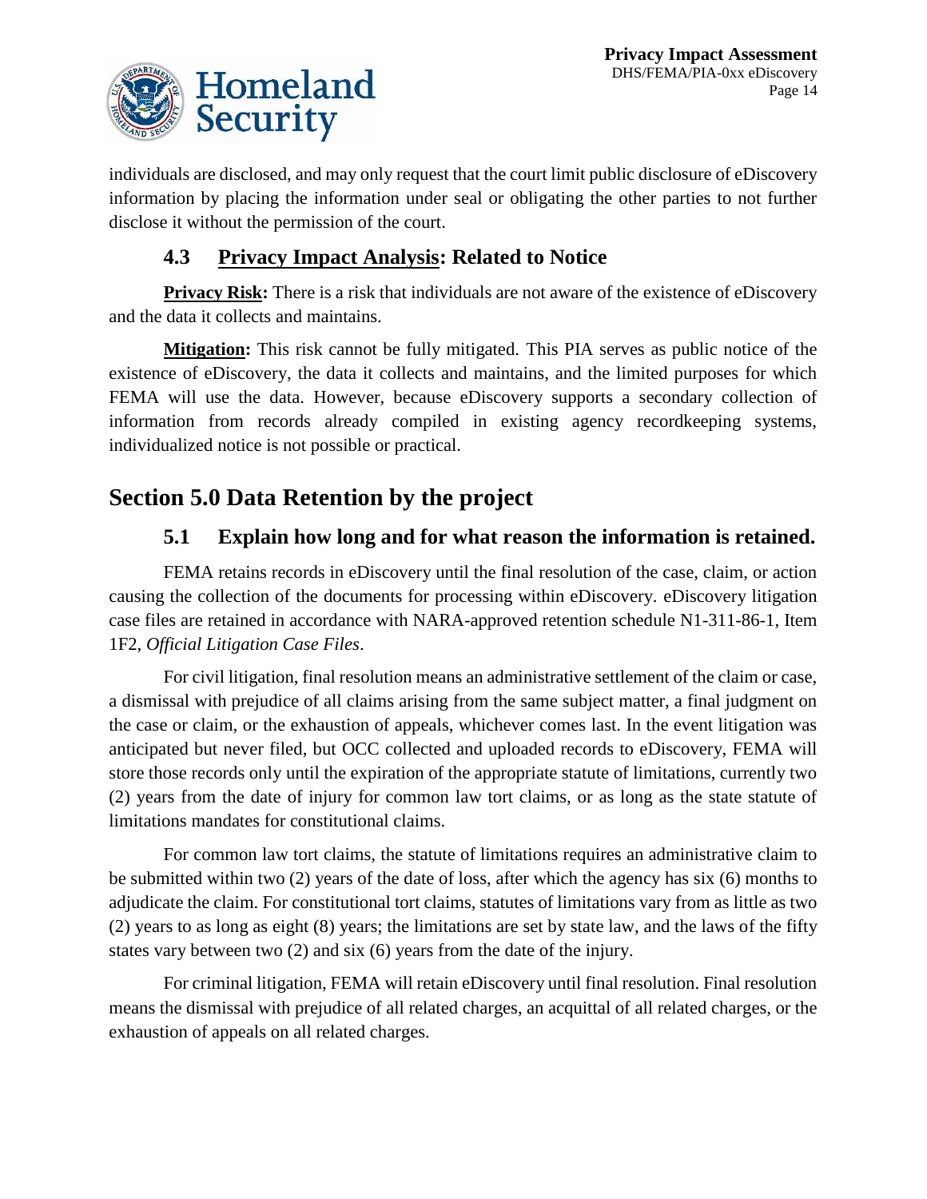individuals are disclosed, and may only request that the court limit public disclosure of eDiscovery information by placing the information under seal or obligating the other parties to not further disclose it without the permission of the court.

### 4.3 Privacy Impact Analysis: Related to Notice

**Privacy Risk:** There is a risk that individuals are not aware of the existence of eDiscovery and the data it collects and maintains.

**Mitigation:** This risk cannot be fully mitigated. This PIA serves as public notice of the existence of eDiscovery, the data it collects and maintains, and the limited purposes for which FEMA will use the data. However, because eDiscovery supports a secondary collection of information from records already compiled in existing agency recordkeeping systems, individualized notice is not possible or practical.

## Section 5.0 Data Retention by the project

### 5.1 Explain how long and for what reason the information is retained.

FEMA retains records in eDiscovery until the final resolution of the case, claim, or action causing the collection of the documents for processing within eDiscovery. eDiscovery litigation case files are retained in accordance with NARA-approved retention schedule N1-311-86-1, Item 1F2, *Official Litigation Case Files*.

For civil litigation, final resolution means an administrative settlement of the claim or case, a dismissal with prejudice of all claims arising from the same subject matter, a final judgment on the case or claim, or the exhaustion of appeals, whichever comes last. In the event litigation was anticipated but never filed, but OCC collected and uploaded records to eDiscovery, FEMA will store those records only until the expiration of the appropriate statute of limitations, currently two (2) years from the date of injury for common law tort claims, or as long as the state statute of limitations mandates for constitutional claims.

For common law tort claims, the statute of limitations requires an administrative claim to be submitted within two (2) years of the date of loss, after which the agency has six (6) months to adjudicate the claim. For constitutional tort claims, statutes of limitations vary from as little as two (2) years to as long as eight (8) years; the limitations are set by state law, and the laws of the fifty states vary between two (2) and six (6) years from the date of the injury.

For criminal litigation, FEMA will retain eDiscovery until final resolution. Final resolution means the dismissal with prejudice of all related charges, an acquittal of all related charges, or the exhaustion of appeals on all related charges.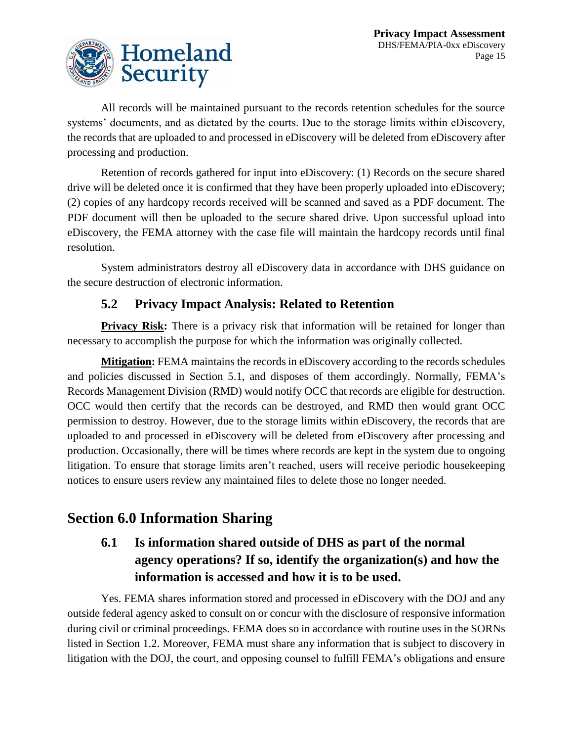All records will be maintained pursuant to the records retention schedules for the source systems' documents, and as dictated by the courts. Due to the storage limits within eDiscovery, the records that are uploaded to and processed in eDiscovery will be deleted from eDiscovery after processing and production.

Retention of records gathered for input into eDiscovery: (1) Records on the secure shared drive will be deleted once it is confirmed that they have been properly uploaded into eDiscovery; (2) copies of any hardcopy records received will be scanned and saved as a PDF document. The PDF document will then be uploaded to the secure shared drive. Upon successful upload into eDiscovery, the FEMA attorney with the case file will maintain the hardcopy records until final resolution.

System administrators destroy all eDiscovery data in accordance with DHS guidance on the secure destruction of electronic information.

### 5.2 Privacy Impact Analysis: Related to Retention

**Privacy Risk:** There is a privacy risk that information will be retained for longer than necessary to accomplish the purpose for which the information was originally collected.

**Mitigation:** FEMA maintains the records in eDiscovery according to the records schedules and policies discussed in Section 5.1, and disposes of them accordingly. Normally, FEMA's Records Management Division (RMD) would notify OCC that records are eligible for destruction. OCC would then certify that the records can be destroyed, and RMD then would grant OCC permission to destroy. However, due to the storage limits within eDiscovery, the records that are uploaded to and processed in eDiscovery will be deleted from eDiscovery after processing and production. Occasionally, there will be times where records are kept in the system due to ongoing litigation. To ensure that storage limits aren't reached, users will receive periodic housekeeping notices to ensure users review any maintained files to delete those no longer needed.

## Section 6.0 Information Sharing

### 6.1 Is information shared outside of DHS as part of the normal agency operations? If so, identify the organization(s) and how the information is accessed and how it is to be used.

Yes. FEMA shares information stored and processed in eDiscovery with the DOJ and any outside federal agency asked to consult on or concur with the disclosure of responsive information during civil or criminal proceedings. FEMA does so in accordance with routine uses in the SORNs listed in Section 1.2. Moreover, FEMA must share any information that is subject to discovery in litigation with the DOJ, the court, and opposing counsel to fulfill FEMA's obligations and ensure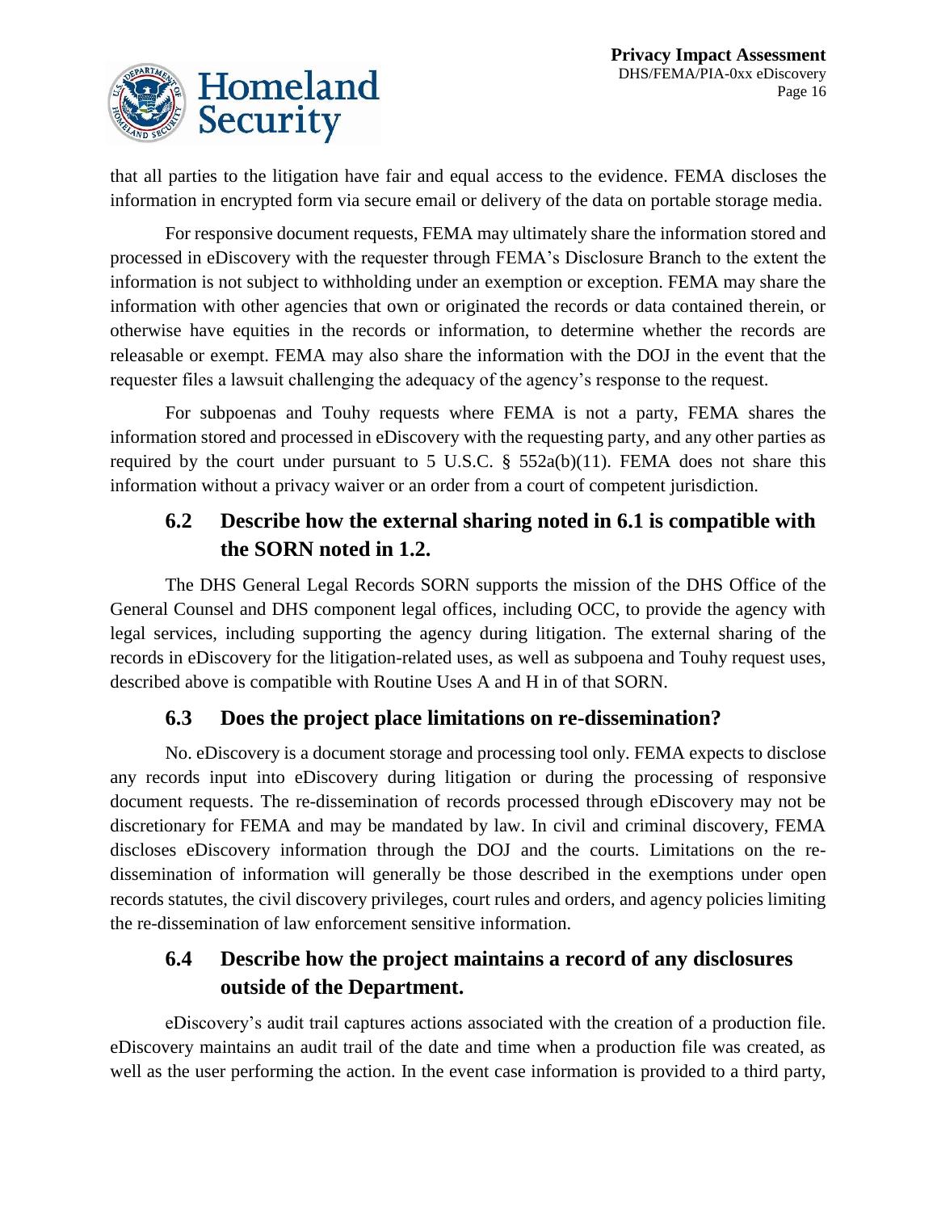that all parties to the litigation have fair and equal access to the evidence. FEMA discloses the information in encrypted form via secure email or delivery of the data on portable storage media.

For responsive document requests, FEMA may ultimately share the information stored and processed in eDiscovery with the requester through FEMA's Disclosure Branch to the extent the information is not subject to withholding under an exemption or exception. FEMA may share the information with other agencies that own or originated the records or data contained therein, or otherwise have equities in the records or information, to determine whether the records are releasable or exempt. FEMA may also share the information with the DOJ in the event that the requester files a lawsuit challenging the adequacy of the agency's response to the request.

For subpoenas and Touhy requests where FEMA is not a party, FEMA shares the information stored and processed in eDiscovery with the requesting party, and any other parties as required by the court under pursuant to 5 U.S.C. § 552a(b)(11). FEMA does not share this information without a privacy waiver or an order from a court of competent jurisdiction.

## 6.2 Describe how the external sharing noted in 6.1 is compatible with the SORN noted in 1.2.

The DHS General Legal Records SORN supports the mission of the DHS Office of the General Counsel and DHS component legal offices, including OCC, to provide the agency with legal services, including supporting the agency during litigation. The external sharing of the records in eDiscovery for the litigation-related uses, as well as subpoena and Touhy request uses, described above is compatible with Routine Uses A and H in of that SORN.

## 6.3 Does the project place limitations on re-dissemination?

No. eDiscovery is a document storage and processing tool only. FEMA expects to disclose any records input into eDiscovery during litigation or during the processing of responsive document requests. The re-dissemination of records processed through eDiscovery may not be discretionary for FEMA and may be mandated by law. In civil and criminal discovery, FEMA discloses eDiscovery information through the DOJ and the courts. Limitations on the re-dissemination of information will generally be those described in the exemptions under open records statutes, the civil discovery privileges, court rules and orders, and agency policies limiting the re-dissemination of law enforcement sensitive information.

## 6.4 Describe how the project maintains a record of any disclosures outside of the Department.

eDiscovery's audit trail captures actions associated with the creation of a production file. eDiscovery maintains an audit trail of the date and time when a production file was created, as well as the user performing the action. In the event case information is provided to a third party,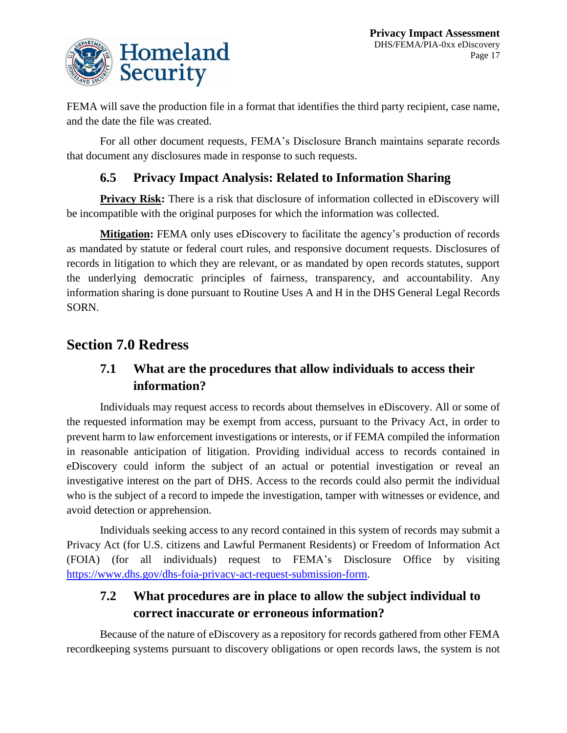FEMA will save the production file in a format that identifies the third party recipient, case name, and the date the file was created.

For all other document requests, FEMA's Disclosure Branch maintains separate records that document any disclosures made in response to such requests.

### 6.5 Privacy Impact Analysis: Related to Information Sharing

**Privacy Risk:** There is a risk that disclosure of information collected in eDiscovery will be incompatible with the original purposes for which the information was collected.

**Mitigation:** FEMA only uses eDiscovery to facilitate the agency's production of records as mandated by statute or federal court rules, and responsive document requests. Disclosures of records in litigation to which they are relevant, or as mandated by open records statutes, support the underlying democratic principles of fairness, transparency, and accountability. Any information sharing is done pursuant to Routine Uses A and H in the DHS General Legal Records SORN.

## Section 7.0 Redress

### 7.1 What are the procedures that allow individuals to access their information?

Individuals may request access to records about themselves in eDiscovery. All or some of the requested information may be exempt from access, pursuant to the Privacy Act, in order to prevent harm to law enforcement investigations or interests, or if FEMA compiled the information in reasonable anticipation of litigation. Providing individual access to records contained in eDiscovery could inform the subject of an actual or potential investigation or reveal an investigative interest on the part of DHS. Access to the records could also permit the individual who is the subject of a record to impede the investigation, tamper with witnesses or evidence, and avoid detection or apprehension.

Individuals seeking access to any record contained in this system of records may submit a Privacy Act (for U.S. citizens and Lawful Permanent Residents) or Freedom of Information Act (FOIA) (for all individuals) request to FEMA's Disclosure Office by visiting [https://www.dhs.gov/dhs-foia-privacy-act-request-submission-form](https://www.dhs.gov/dhs-foia-privacy-act-request-submission-form).

### 7.2 What procedures are in place to allow the subject individual to correct inaccurate or erroneous information?

Because of the nature of eDiscovery as a repository for records gathered from other FEMA recordkeeping systems pursuant to discovery obligations or open records laws, the system is not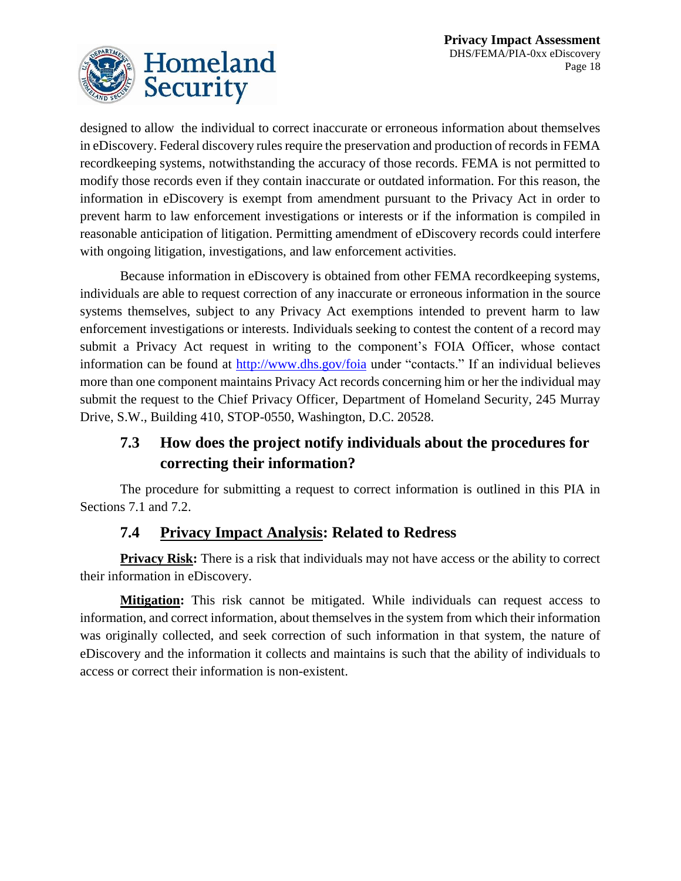designed to allow the individual to correct inaccurate or erroneous information about themselves in eDiscovery. Federal discovery rules require the preservation and production of records in FEMA recordkeeping systems, notwithstanding the accuracy of those records. FEMA is not permitted to modify those records even if they contain inaccurate or outdated information. For this reason, the information in eDiscovery is exempt from amendment pursuant to the Privacy Act in order to prevent harm to law enforcement investigations or interests or if the information is compiled in reasonable anticipation of litigation. Permitting amendment of eDiscovery records could interfere with ongoing litigation, investigations, and law enforcement activities.

Because information in eDiscovery is obtained from other FEMA recordkeeping systems, individuals are able to request correction of any inaccurate or erroneous information in the source systems themselves, subject to any Privacy Act exemptions intended to prevent harm to law enforcement investigations or interests. Individuals seeking to contest the content of a record may submit a Privacy Act request in writing to the component's FOIA Officer, whose contact information can be found at [http://www.dhs.gov/foia](http://www.dhs.gov/foia) under "contacts." If an individual believes more than one component maintains Privacy Act records concerning him or her the individual may submit the request to the Chief Privacy Officer, Department of Homeland Security, 245 Murray Drive, S.W., Building 410, STOP-0550, Washington, D.C. 20528.

## 7.3 How does the project notify individuals about the procedures for correcting their information?

The procedure for submitting a request to correct information is outlined in this PIA in Sections 7.1 and 7.2.

## 7.4 Privacy Impact Analysis: Related to Redress

**Privacy Risk:** There is a risk that individuals may not have access or the ability to correct their information in eDiscovery.

**Mitigation:** This risk cannot be mitigated. While individuals can request access to information, and correct information, about themselves in the system from which their information was originally collected, and seek correction of such information in that system, the nature of eDiscovery and the information it collects and maintains is such that the ability of individuals to access or correct their information is non-existent.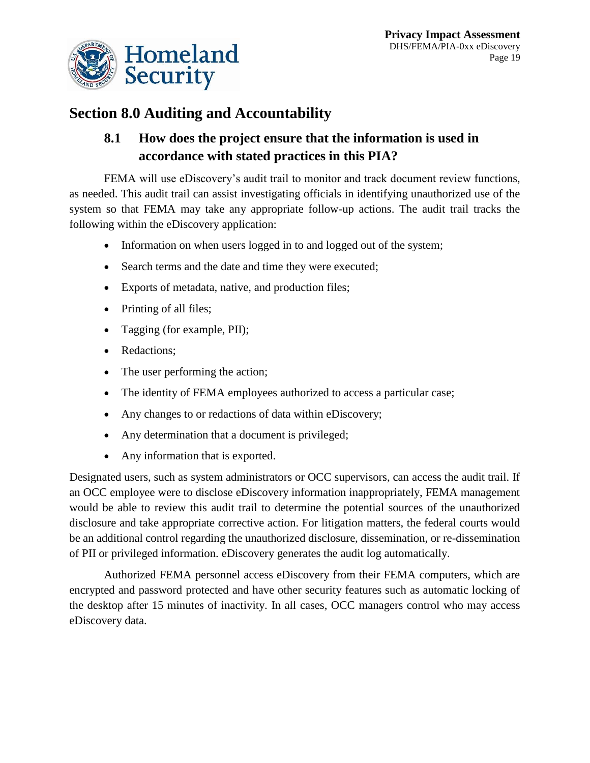# Section 8.0 Auditing and Accountability

## 8.1 How does the project ensure that the information is used in accordance with stated practices in this PIA?

FEMA will use eDiscovery's audit trail to monitor and track document review functions, as needed. This audit trail can assist investigating officials in identifying unauthorized use of the system so that FEMA may take any appropriate follow-up actions. The audit trail tracks the following within the eDiscovery application:

- Information on when users logged in to and logged out of the system;
- Search terms and the date and time they were executed;
- Exports of metadata, native, and production files;
- Printing of all files;
- Tagging (for example, PII);
- Redactions;
- The user performing the action;
- The identity of FEMA employees authorized to access a particular case;
- Any changes to or redactions of data within eDiscovery;
- Any determination that a document is privileged;
- Any information that is exported.

Designated users, such as system administrators or OCC supervisors, can access the audit trail. If an OCC employee were to disclose eDiscovery information inappropriately, FEMA management would be able to review this audit trail to determine the potential sources of the unauthorized disclosure and take appropriate corrective action. For litigation matters, the federal courts would be an additional control regarding the unauthorized disclosure, dissemination, or re-dissemination of PII or privileged information. eDiscovery generates the audit log automatically.

Authorized FEMA personnel access eDiscovery from their FEMA computers, which are encrypted and password protected and have other security features such as automatic locking of the desktop after 15 minutes of inactivity. In all cases, OCC managers control who may access eDiscovery data.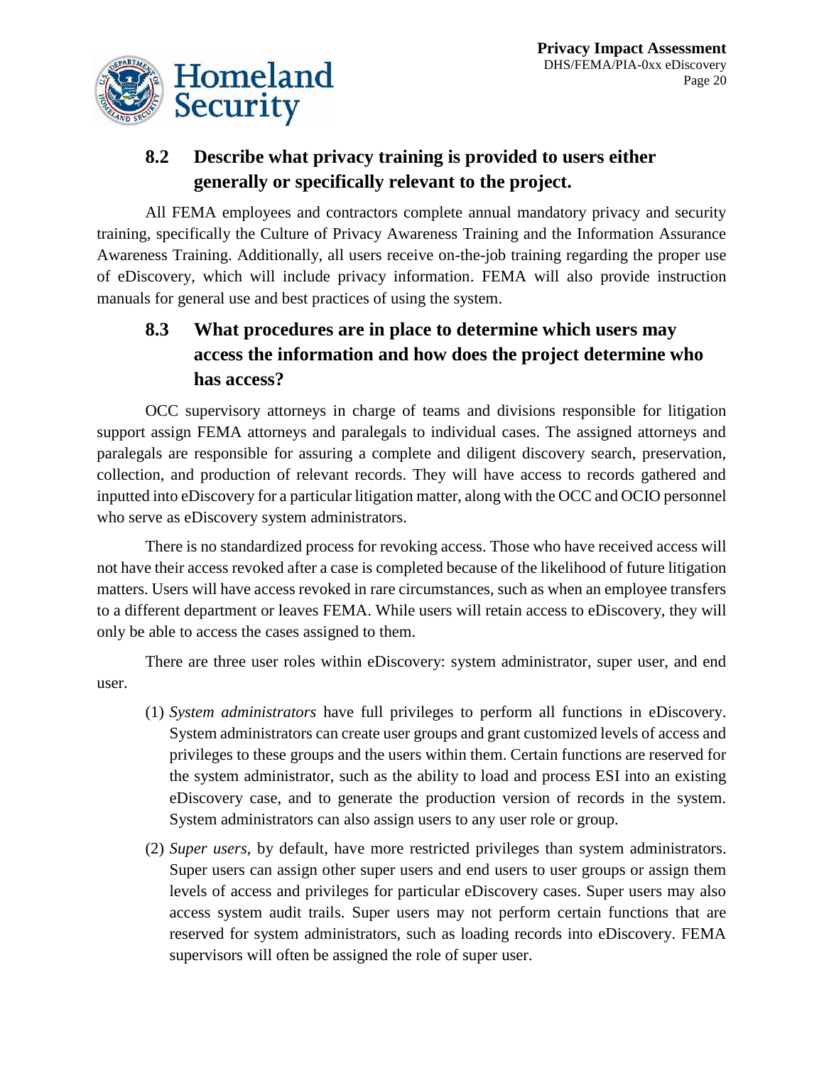## 8.2 Describe what privacy training is provided to users either generally or specifically relevant to the project.

All FEMA employees and contractors complete annual mandatory privacy and security training, specifically the Culture of Privacy Awareness Training and the Information Assurance Awareness Training. Additionally, all users receive on-the-job training regarding the proper use of eDiscovery, which will include privacy information. FEMA will also provide instruction manuals for general use and best practices of using the system.

## 8.3 What procedures are in place to determine which users may access the information and how does the project determine who has access?

OCC supervisory attorneys in charge of teams and divisions responsible for litigation support assign FEMA attorneys and paralegals to individual cases. The assigned attorneys and paralegals are responsible for assuring a complete and diligent discovery search, preservation, collection, and production of relevant records. They will have access to records gathered and inputted into eDiscovery for a particular litigation matter, along with the OCC and OCIO personnel who serve as eDiscovery system administrators.

There is no standardized process for revoking access. Those who have received access will not have their access revoked after a case is completed because of the likelihood of future litigation matters. Users will have access revoked in rare circumstances, such as when an employee transfers to a different department or leaves FEMA. While users will retain access to eDiscovery, they will only be able to access the cases assigned to them.

There are three user roles within eDiscovery: system administrator, super user, and end user.

(1) *System administrators* have full privileges to perform all functions in eDiscovery. System administrators can create user groups and grant customized levels of access and privileges to these groups and the users within them. Certain functions are reserved for the system administrator, such as the ability to load and process ESI into an existing eDiscovery case, and to generate the production version of records in the system. System administrators can also assign users to any user role or group.

(2) *Super users*, by default, have more restricted privileges than system administrators. Super users can assign other super users and end users to user groups or assign them levels of access and privileges for particular eDiscovery cases. Super users may also access system audit trails. Super users may not perform certain functions that are reserved for system administrators, such as loading records into eDiscovery. FEMA supervisors will often be assigned the role of super user.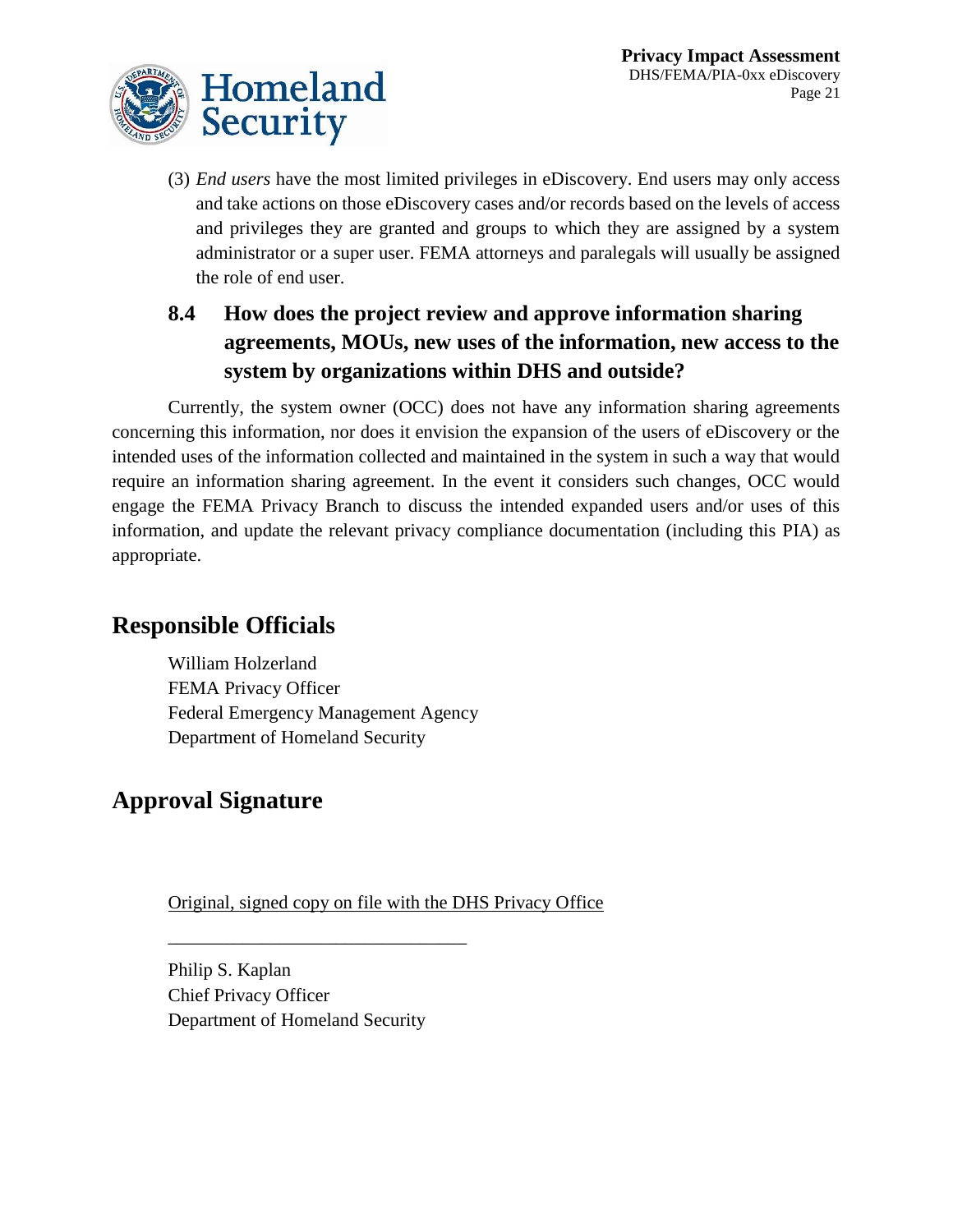(3) *End users* have the most limited privileges in eDiscovery. End users may only access and take actions on those eDiscovery cases and/or records based on the levels of access and privileges they are granted and groups to which they are assigned by a system administrator or a super user. FEMA attorneys and paralegals will usually be assigned the role of end user.

## 8.4 How does the project review and approve information sharing agreements, MOUs, new uses of the information, new access to the system by organizations within DHS and outside?

Currently, the system owner (OCC) does not have any information sharing agreements concerning this information, nor does it envision the expansion of the users of eDiscovery or the intended uses of the information collected and maintained in the system in such a way that would require an information sharing agreement. In the event it considers such changes, OCC would engage the FEMA Privacy Branch to discuss the intended expanded users and/or uses of this information, and update the relevant privacy compliance documentation (including this PIA) as appropriate.

# Responsible Officials

William Holzerland
FEMA Privacy Officer
Federal Emergency Management Agency
Department of Homeland Security

# Approval Signature

Original, signed copy on file with the DHS Privacy Office

________________________________

Philip S. Kaplan
Chief Privacy Officer
Department of Homeland Security